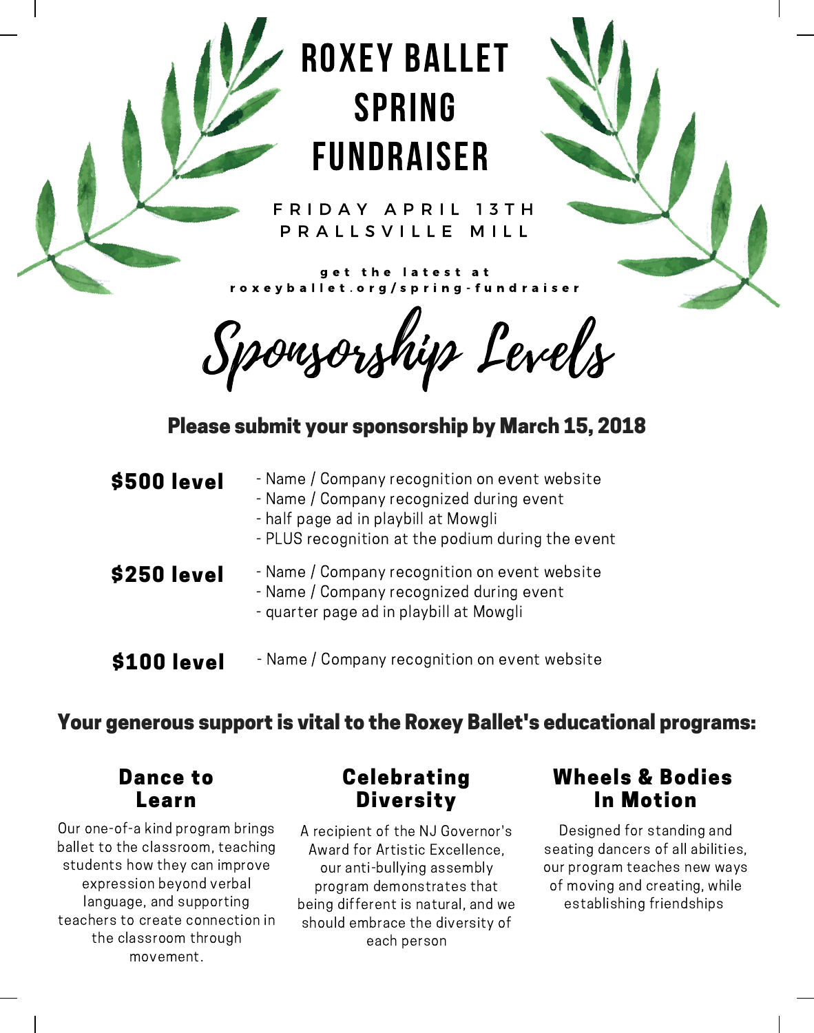# ROXEY BALLET SPRING FUNDRAISER

FRIDAY APRIL 13TH
PRALLSVILLE MILL

get the latest at
roxeyballet.org/spring-fundraiser

## Sponsorship Levels

**Please submit your sponsorship by March 15, 2018**

**$500 level**
- Name / Company recognition on event website
- Name / Company recognized during event
- half page ad in playbill at Mowgli
- PLUS recognition at the podium during the event

**$250 level**
- Name / Company recognition on event website
- Name / Company recognized during event
- quarter page ad in playbill at Mowgli

**$100 level**
- Name / Company recognition on event website

## Your generous support is vital to the Roxey Ballet's educational programs:

### Dance to Learn

Our one-of-a kind program brings ballet to the classroom, teaching students how they can improve expression beyond verbal language, and supporting teachers to create connection in the classroom through movement.

### Celebrating Diversity

A recipient of the NJ Governor's Award for Artistic Excellence, our anti-bullying assembly program demonstrates that being different is natural, and we should embrace the diversity of each person

### Wheels & Bodies In Motion

Designed for standing and seating dancers of all abilities, our program teaches new ways of moving and creating, while establishing friendships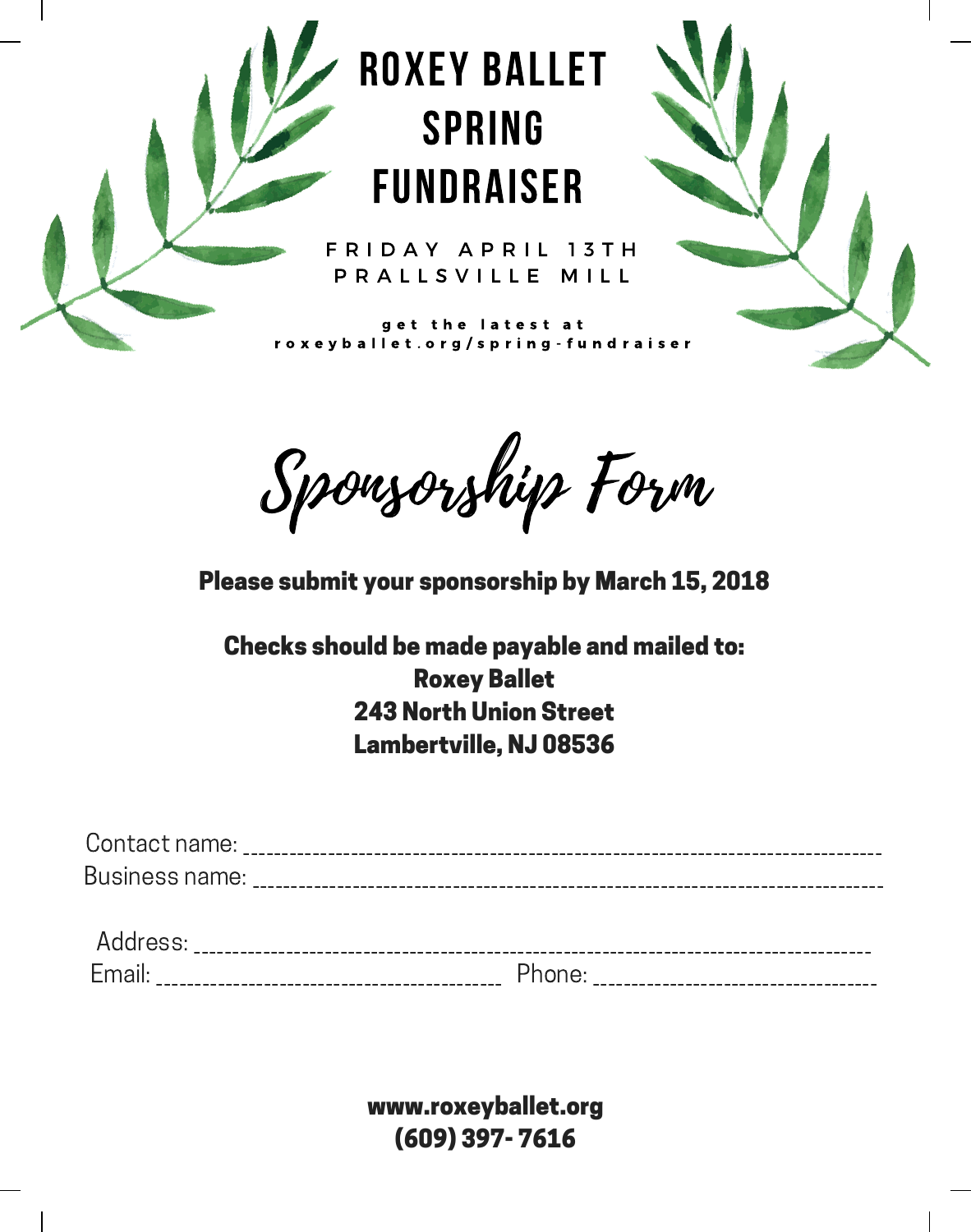# ROXEY BALLET SPRING FUNDRAISER

FRIDAY APRIL 13TH
PRALLSVILLE MILL

get the latest at
roxeyballet.org/spring-fundraiser

## Sponsorship Form

**Please submit your sponsorship by March 15, 2018**

**Checks should be made payable and mailed to:**
**Roxey Ballet**
**243 North Union Street**
**Lambertville, NJ 08536**

Contact name: ______________________________________________

Business name: ______________________________________________

Address: ______________________________________________

Email: ________________________ Phone: ____________________

**www.roxeyballet.org**
**(609) 397- 7616**